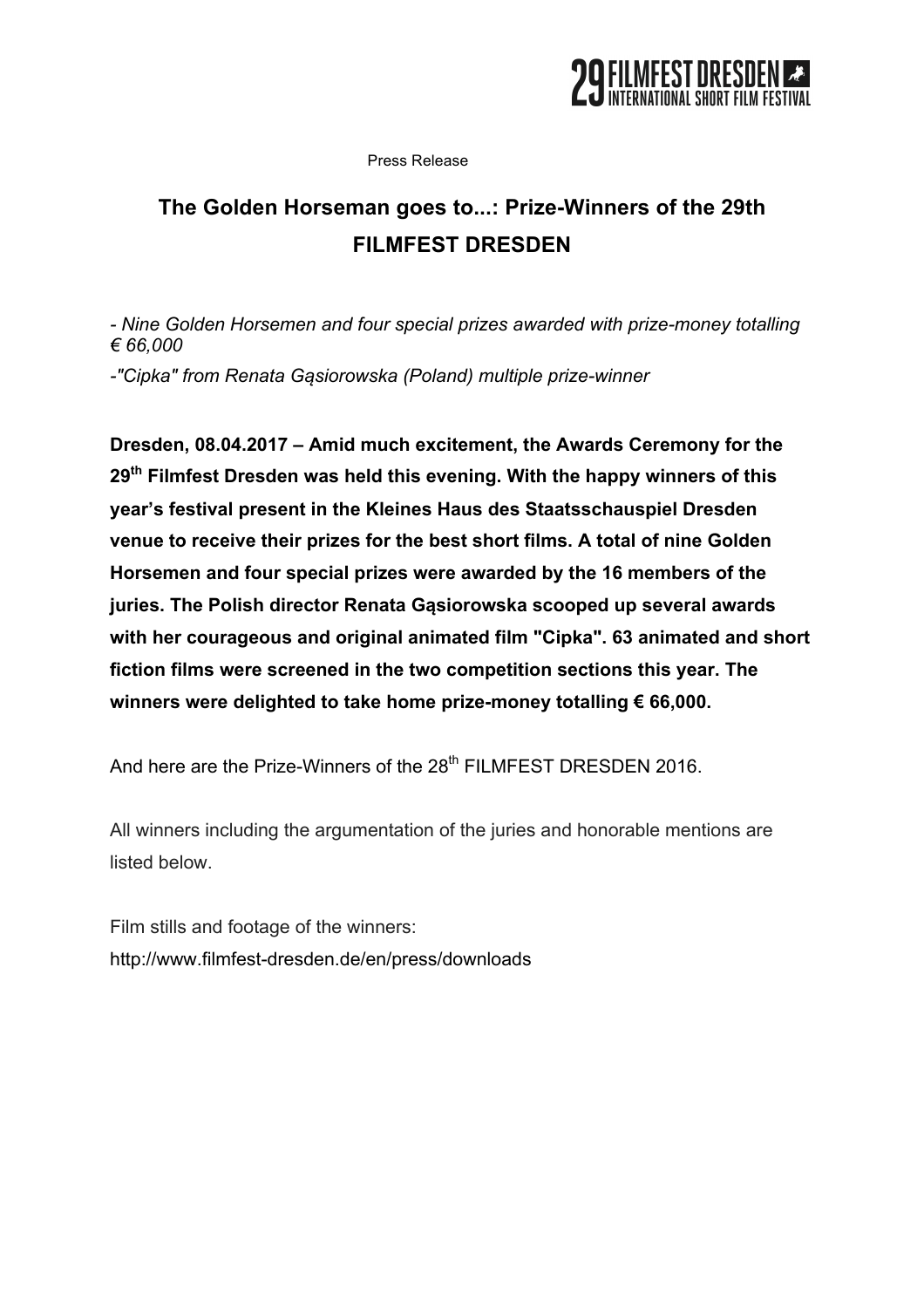Press Release

# The Golden Horseman goes to...: Prize-Winners of the 29th FILMFEST DRESDEN

*- Nine Golden Horsemen and four special prizes awarded with prize-money totalling € 66,000*

*-"Cipka" from Renata Gąsiorowska (Poland) multiple prize-winner*

**Dresden, 08.04.2017 – Amid much excitement, the Awards Ceremony for the 29th Filmfest Dresden was held this evening. With the happy winners of this year's festival present in the Kleines Haus des Staatsschauspiel Dresden venue to receive their prizes for the best short films. A total of nine Golden Horsemen and four special prizes were awarded by the 16 members of the juries. The Polish director Renata Gąsiorowska scooped up several awards with her courageous and original animated film "Cipka". 63 animated and short fiction films were screened in the two competition sections this year. The winners were delighted to take home prize-money totalling € 66,000.**

And here are the Prize-Winners of the 28th FILMFEST DRESDEN 2016.

All winners including the argumentation of the juries and honorable mentions are listed below.

Film stills and footage of the winners:
http://www.filmfest-dresden.de/en/press/downloads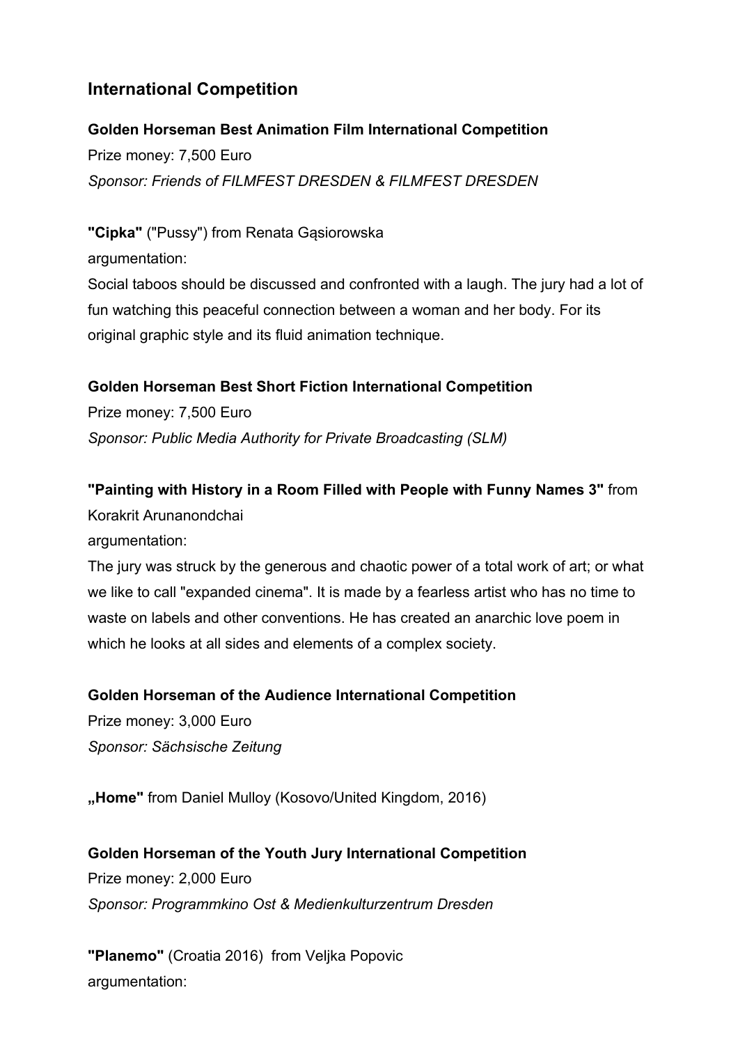## International Competition

**Golden Horseman Best Animation Film International Competition**
Prize money: 7,500 Euro
*Sponsor: Friends of FILMFEST DRESDEN & FILMFEST DRESDEN*

**"Cipka"** ("Pussy") from Renata Gąsiorowska
argumentation:
Social taboos should be discussed and confronted with a laugh. The jury had a lot of fun watching this peaceful connection between a woman and her body. For its original graphic style and its fluid animation technique.

**Golden Horseman Best Short Fiction International Competition**
Prize money: 7,500 Euro
*Sponsor: Public Media Authority for Private Broadcasting (SLM)*

**"Painting with History in a Room Filled with People with Funny Names 3"** from Korakrit Arunanondchai
argumentation:
The jury was struck by the generous and chaotic power of a total work of art; or what we like to call "expanded cinema". It is made by a fearless artist who has no time to waste on labels and other conventions. He has created an anarchic love poem in which he looks at all sides and elements of a complex society.

**Golden Horseman of the Audience International Competition**
Prize money: 3,000 Euro
*Sponsor: Sächsische Zeitung*

**„Home"** from Daniel Mulloy (Kosovo/United Kingdom, 2016)

**Golden Horseman of the Youth Jury International Competition**
Prize money: 2,000 Euro
*Sponsor: Programmkino Ost & Medienkulturzentrum Dresden*

**"Planemo"** (Croatia 2016) from Veljka Popovic
argumentation: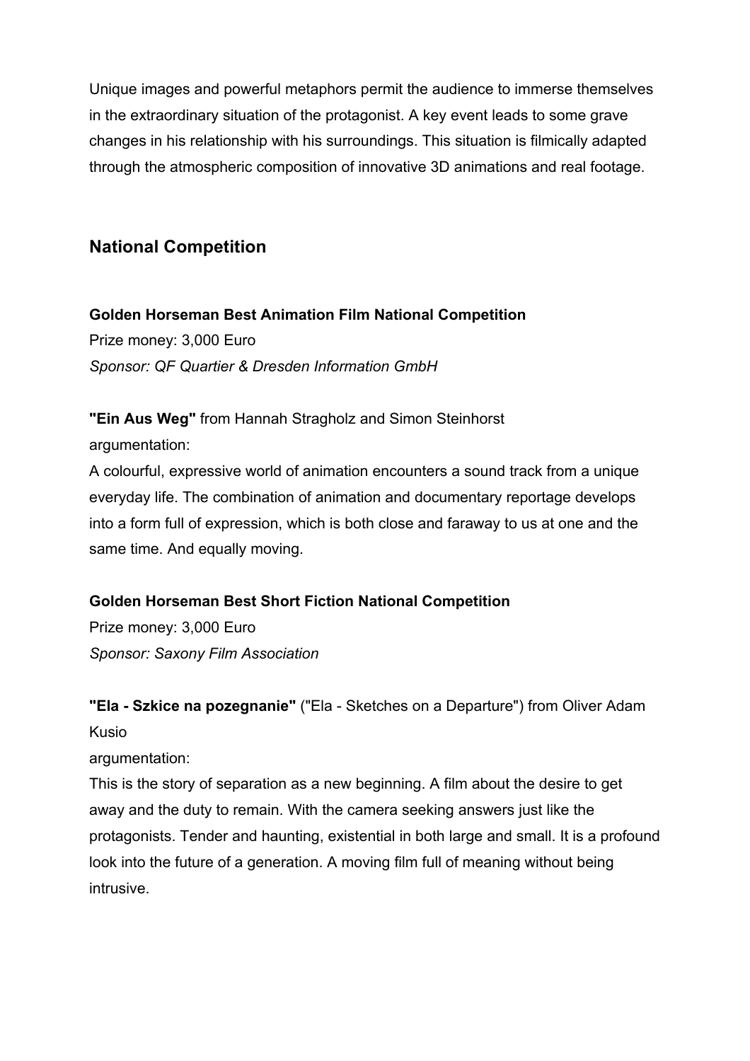Unique images and powerful metaphors permit the audience to immerse themselves in the extraordinary situation of the protagonist. A key event leads to some grave changes in his relationship with his surroundings. This situation is filmically adapted through the atmospheric composition of innovative 3D animations and real footage.

## National Competition

**Golden Horseman Best Animation Film National Competition**
Prize money: 3,000 Euro
*Sponsor: QF Quartier & Dresden Information GmbH*

**"Ein Aus Weg"** from Hannah Stragholz and Simon Steinhorst
argumentation:
A colourful, expressive world of animation encounters a sound track from a unique everyday life. The combination of animation and documentary reportage develops into a form full of expression, which is both close and faraway to us at one and the same time. And equally moving.

**Golden Horseman Best Short Fiction National Competition**
Prize money: 3,000 Euro
*Sponsor: Saxony Film Association*

**"Ela - Szkice na pozegnanie"** ("Ela - Sketches on a Departure") from Oliver Adam Kusio
argumentation:
This is the story of separation as a new beginning. A film about the desire to get away and the duty to remain. With the camera seeking answers just like the protagonists. Tender and haunting, existential in both large and small. It is a profound look into the future of a generation. A moving film full of meaning without being intrusive.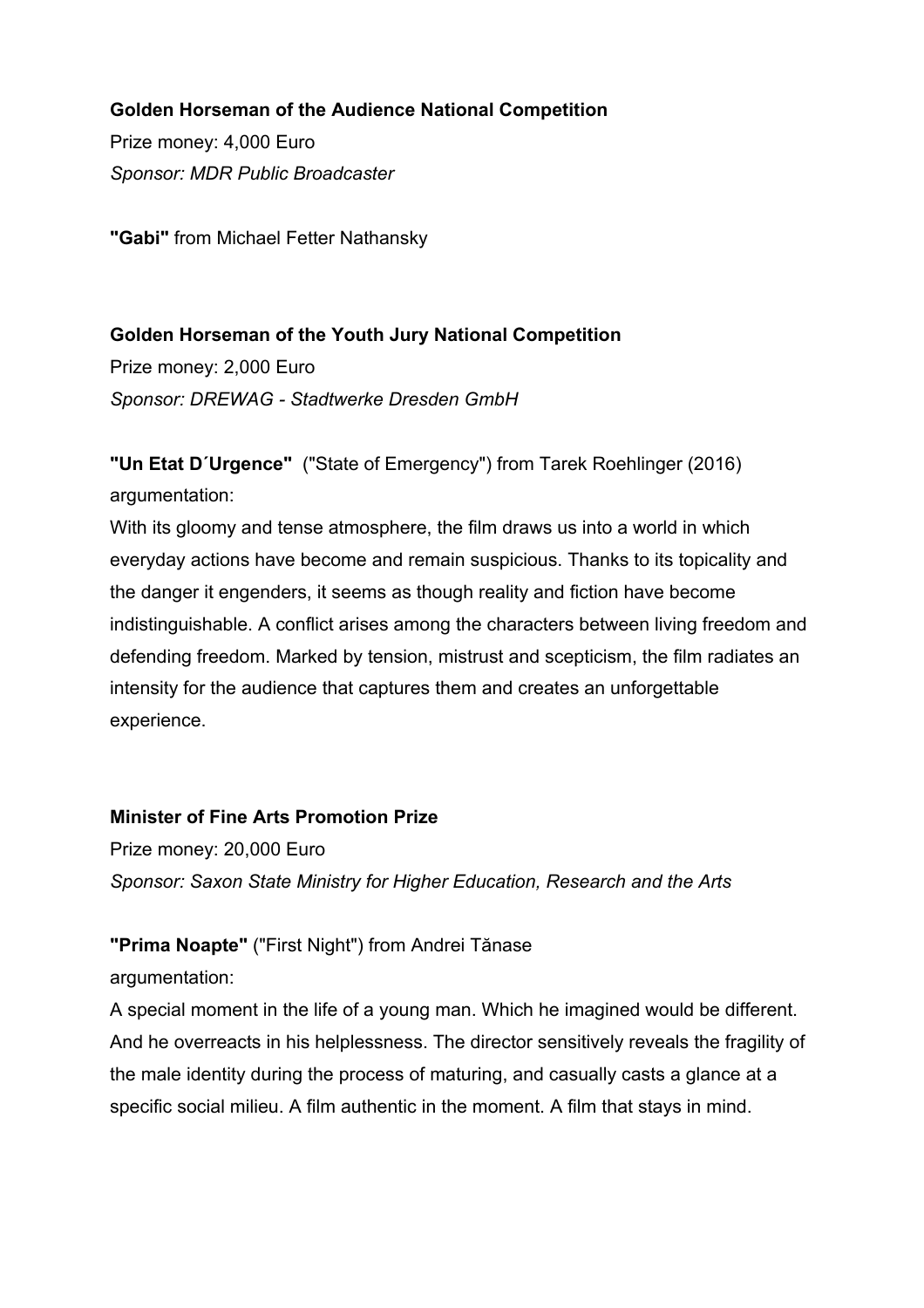**Golden Horseman of the Audience National Competition**

Prize money: 4,000 Euro

*Sponsor: MDR Public Broadcaster*

**"Gabi"** from Michael Fetter Nathansky

**Golden Horseman of the Youth Jury National Competition**

Prize money: 2,000 Euro

*Sponsor: DREWAG - Stadtwerke Dresden GmbH*

**"Un Etat D´Urgence"** ("State of Emergency") from Tarek Roehlinger (2016)

argumentation:

With its gloomy and tense atmosphere, the film draws us into a world in which everyday actions have become and remain suspicious. Thanks to its topicality and the danger it engenders, it seems as though reality and fiction have become indistinguishable. A conflict arises among the characters between living freedom and defending freedom. Marked by tension, mistrust and scepticism, the film radiates an intensity for the audience that captures them and creates an unforgettable experience.

**Minister of Fine Arts Promotion Prize**

Prize money: 20,000 Euro

*Sponsor: Saxon State Ministry for Higher Education, Research and the Arts*

**"Prima Noapte"** ("First Night") from Andrei Tănase

argumentation:

A special moment in the life of a young man. Which he imagined would be different. And he overreacts in his helplessness. The director sensitively reveals the fragility of the male identity during the process of maturing, and casually casts a glance at a specific social milieu. A film authentic in the moment. A film that stays in mind.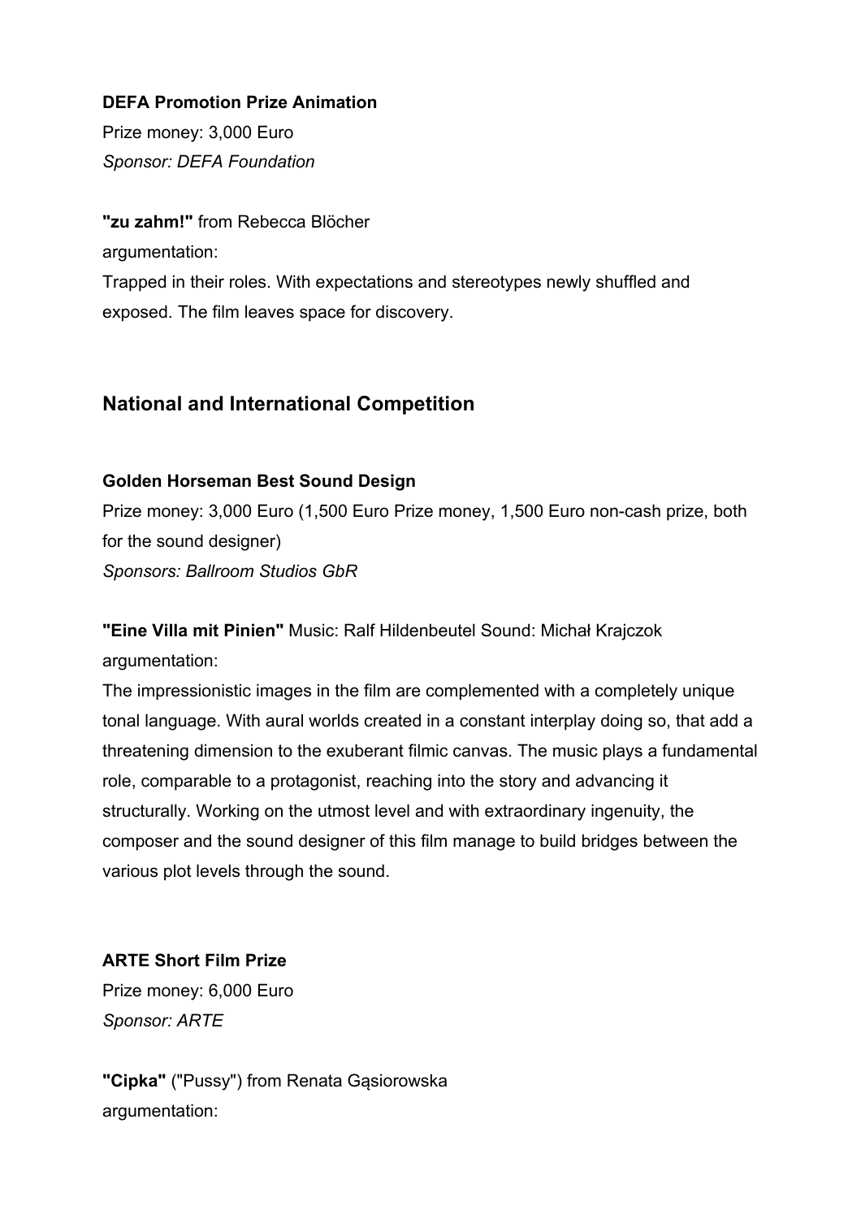**DEFA Promotion Prize Animation**

Prize money: 3,000 Euro

*Sponsor: DEFA Foundation*

**"zu zahm!"** from Rebecca Blöcher

argumentation:

Trapped in their roles. With expectations and stereotypes newly shuffled and exposed. The film leaves space for discovery.

## National and International Competition

**Golden Horseman Best Sound Design**

Prize money: 3,000 Euro (1,500 Euro Prize money, 1,500 Euro non-cash prize, both for the sound designer)

*Sponsors: Ballroom Studios GbR*

**"Eine Villa mit Pinien"** Music: Ralf Hildenbeutel Sound: Michał Krajczok

argumentation:

The impressionistic images in the film are complemented with a completely unique tonal language. With aural worlds created in a constant interplay doing so, that add a threatening dimension to the exuberant filmic canvas. The music plays a fundamental role, comparable to a protagonist, reaching into the story and advancing it structurally. Working on the utmost level and with extraordinary ingenuity, the composer and the sound designer of this film manage to build bridges between the various plot levels through the sound.

**ARTE Short Film Prize**

Prize money: 6,000 Euro

*Sponsor: ARTE*

**"Cipka"** ("Pussy") from Renata Gąsiorowska

argumentation: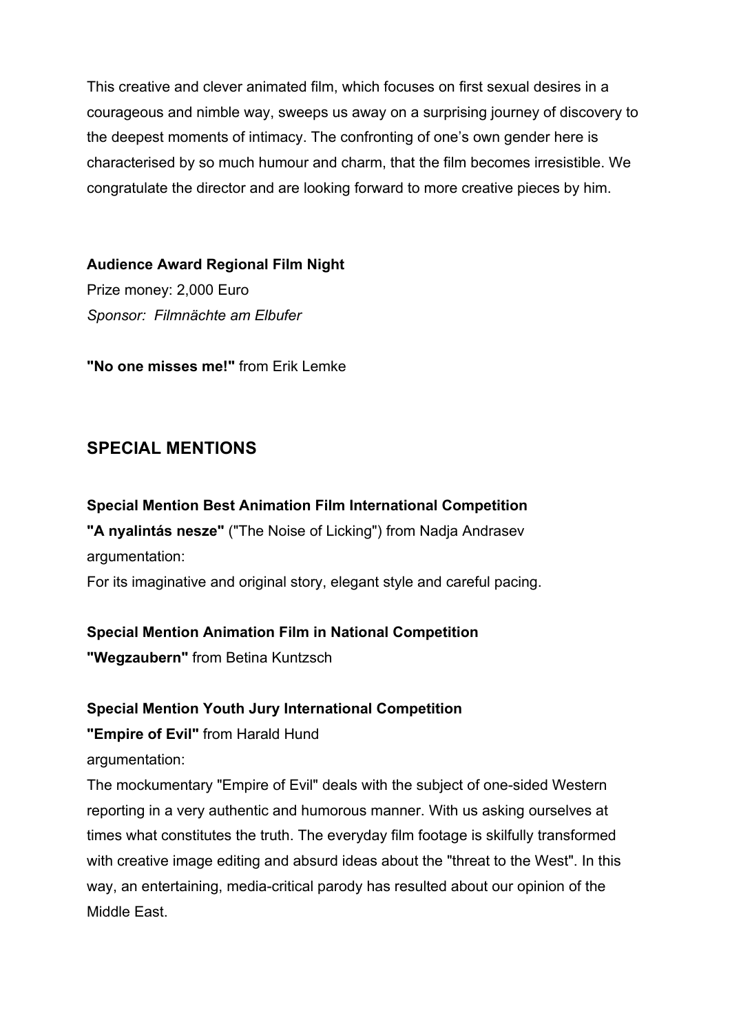This creative and clever animated film, which focuses on first sexual desires in a courageous and nimble way, sweeps us away on a surprising journey of discovery to the deepest moments of intimacy. The confronting of one's own gender here is characterised by so much humour and charm, that the film becomes irresistible. We congratulate the director and are looking forward to more creative pieces by him.

**Audience Award Regional Film Night**
Prize money: 2,000 Euro
*Sponsor: Filmnächte am Elbufer*

**"No one misses me!"** from Erik Lemke

## SPECIAL MENTIONS

**Special Mention Best Animation Film International Competition**
**"A nyalintás nesze"** ("The Noise of Licking") from Nadja Andrasev
argumentation:
For its imaginative and original story, elegant style and careful pacing.

**Special Mention Animation Film in National Competition**
**"Wegzaubern"** from Betina Kuntzsch

**Special Mention Youth Jury International Competition**
**"Empire of Evil"** from Harald Hund
argumentation:
The mockumentary "Empire of Evil" deals with the subject of one-sided Western reporting in a very authentic and humorous manner. With us asking ourselves at times what constitutes the truth. The everyday film footage is skilfully transformed with creative image editing and absurd ideas about the "threat to the West". In this way, an entertaining, media-critical parody has resulted about our opinion of the Middle East.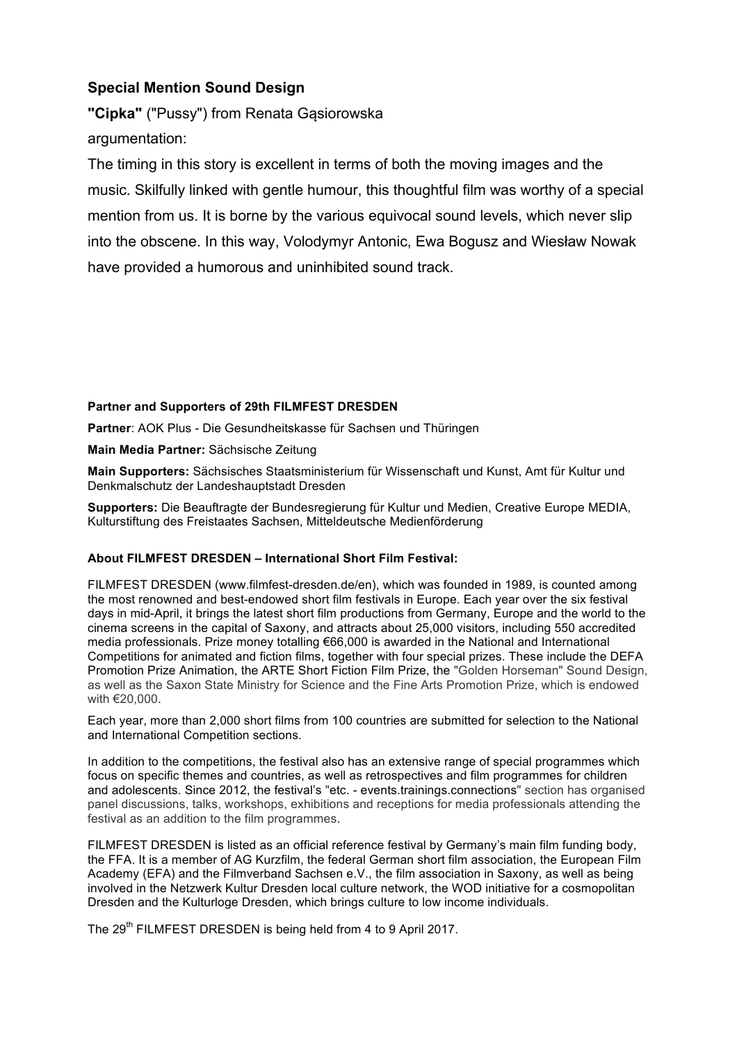### Special Mention Sound Design

**"Cipka"** ("Pussy") from Renata Gąsiorowska

argumentation:

The timing in this story is excellent in terms of both the moving images and the music. Skilfully linked with gentle humour, this thoughtful film was worthy of a special mention from us. It is borne by the various equivocal sound levels, which never slip into the obscene. In this way, Volodymyr Antonic, Ewa Bogusz and Wiesław Nowak have provided a humorous and uninhibited sound track.

#### Partner and Supporters of 29th FILMFEST DRESDEN

**Partner**: AOK Plus - Die Gesundheitskasse für Sachsen und Thüringen

**Main Media Partner:** Sächsische Zeitung

**Main Supporters:** Sächsisches Staatsministerium für Wissenschaft und Kunst, Amt für Kultur und Denkmalschutz der Landeshauptstadt Dresden

**Supporters:** Die Beauftragte der Bundesregierung für Kultur und Medien, Creative Europe MEDIA, Kulturstiftung des Freistaates Sachsen, Mitteldeutsche Medienförderung

#### About FILMFEST DRESDEN – International Short Film Festival:

FILMFEST DRESDEN (www.filmfest-dresden.de/en), which was founded in 1989, is counted among the most renowned and best-endowed short film festivals in Europe. Each year over the six festival days in mid-April, it brings the latest short film productions from Germany, Europe and the world to the cinema screens in the capital of Saxony, and attracts about 25,000 visitors, including 550 accredited media professionals. Prize money totalling €66,000 is awarded in the National and International Competitions for animated and fiction films, together with four special prizes. These include the DEFA Promotion Prize Animation, the ARTE Short Fiction Film Prize, the "Golden Horseman" Sound Design, as well as the Saxon State Ministry for Science and the Fine Arts Promotion Prize, which is endowed with €20,000.

Each year, more than 2,000 short films from 100 countries are submitted for selection to the National and International Competition sections.

In addition to the competitions, the festival also has an extensive range of special programmes which focus on specific themes and countries, as well as retrospectives and film programmes for children and adolescents. Since 2012, the festival's "etc. - events.trainings.connections" section has organised panel discussions, talks, workshops, exhibitions and receptions for media professionals attending the festival as an addition to the film programmes.

FILMFEST DRESDEN is listed as an official reference festival by Germany's main film funding body, the FFA. It is a member of AG Kurzfilm, the federal German short film association, the European Film Academy (EFA) and the Filmverband Sachsen e.V., the film association in Saxony, as well as being involved in the Netzwerk Kultur Dresden local culture network, the WOD initiative for a cosmopolitan Dresden and the Kulturloge Dresden, which brings culture to low income individuals.

The 29th FILMFEST DRESDEN is being held from 4 to 9 April 2017.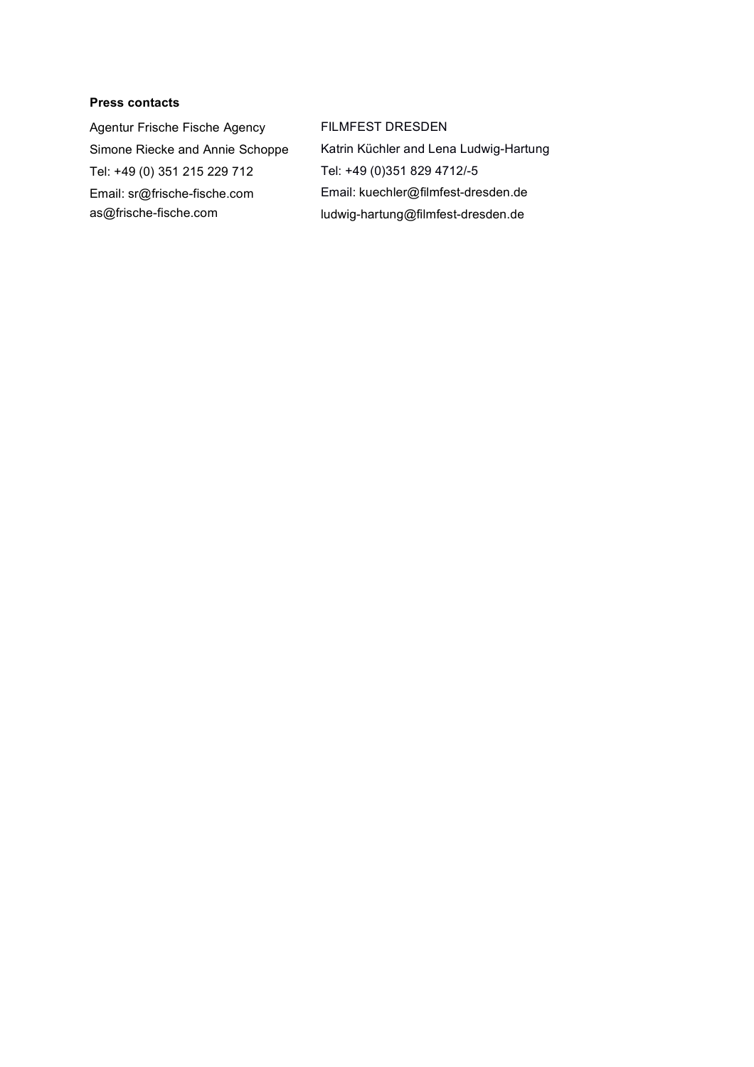**Press contacts**

Agentur Frische Fische Agency
Simone Riecke and Annie Schoppe
Tel: +49 (0) 351 215 229 712
Email: sr@frische-fische.com
as@frische-fische.com

FILMFEST DRESDEN
Katrin Küchler and Lena Ludwig-Hartung
Tel: +49 (0)351 829 4712/-5
Email: kuechler@filmfest-dresden.de
ludwig-hartung@filmfest-dresden.de